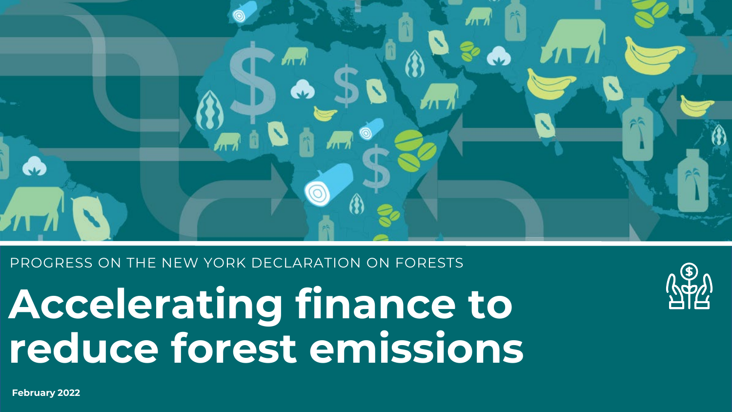PROGRESS ON THE NEW YORK DECLARATION ON FORESTS

# Accelerating finance to reduce forest emissions

**February 2022**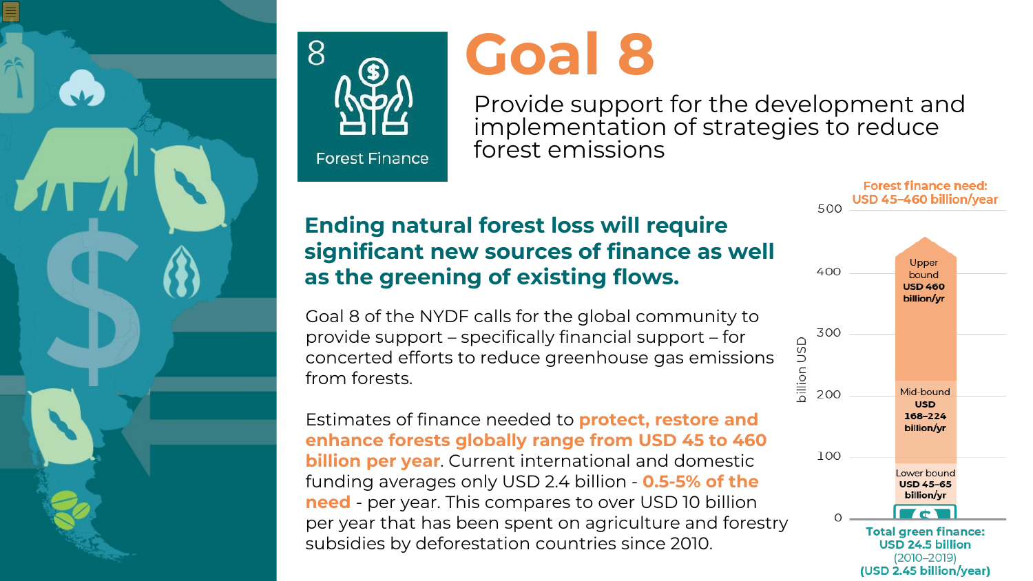8

Forest Finance

# Goal 8

Provide support for the development and implementation of strategies to reduce forest emissions

## Ending natural forest loss will require significant new sources of finance as well as the greening of existing flows.

Goal 8 of the NYDF calls for the global community to provide support – specifically financial support – for concerted efforts to reduce greenhouse gas emissions from forests.

Estimates of finance needed to **protect, restore and enhance forests globally range from USD 45 to 460 billion per year**. Current international and domestic funding averages only USD 2.4 billion - **0.5-5% of the need** - per year. This compares to over USD 10 billion per year that has been spent on agriculture and forestry subsidies by deforestation countries since 2010.

**Forest finance need: USD 45–460 billion/year**

billion USD

500

400

300

200

100

0

Upper bound **USD 460 billion/yr**

Mid-bound **USD 168–224 billion/yr**

Lower bound **USD 45–65 billion/yr**

**Total green finance: USD 24.5 billion** (2010–2019) **(USD 2.45 billion/year)**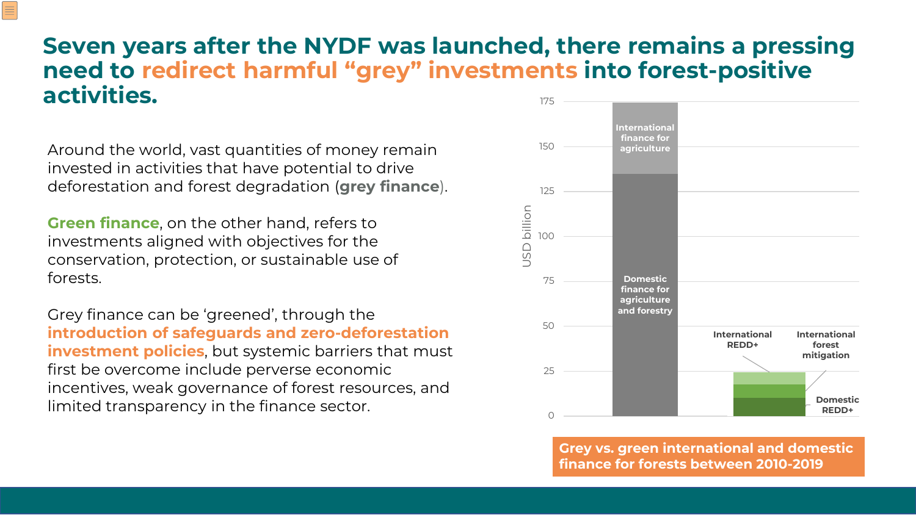# Seven years after the NYDF was launched, there remains a pressing need to redirect harmful "grey" investments into forest-positive activities.

Around the world, vast quantities of money remain invested in activities that have potential to drive deforestation and forest degradation (**grey finance**).

**Green finance**, on the other hand, refers to investments aligned with objectives for the conservation, protection, or sustainable use of forests.

Grey finance can be 'greened', through the **introduction of safeguards and zero-deforestation investment policies**, but systemic barriers that must first be overcome include perverse economic incentives, weak governance of forest resources, and limited transparency in the finance sector.

USD billion

175

150

125

100

75

50

25

0

International finance for agriculture

Domestic finance for agriculture and forestry

International REDD+

International forest mitigation

Domestic REDD+

**Grey vs. green international and domestic finance for forests between 2010-2019**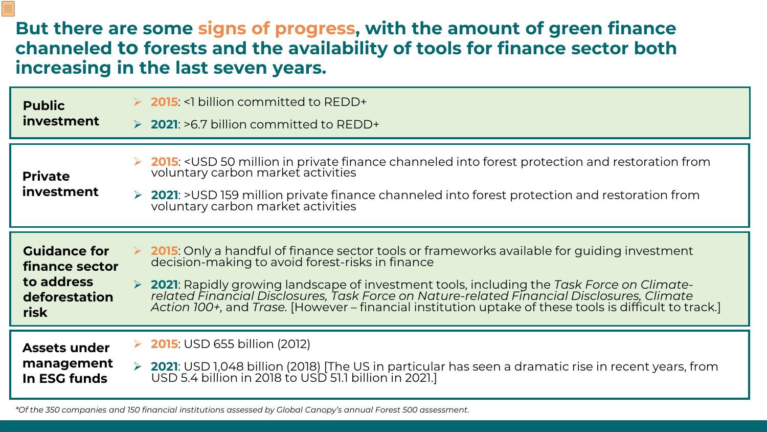# But there are some signs of progress, with the amount of green finance channeled to forests and the availability of tools for finance sector both increasing in the last seven years.

| | |
|---|---|
| **Public investment** | ➢ **2015**: <1 billion committed to REDD+<br>➢ **2021**: >6.7 billion committed to REDD+ |
| **Private investment** | ➢ **2015**: <USD 50 million in private finance channeled into forest protection and restoration from voluntary carbon market activities<br>➢ **2021**: >USD 159 million private finance channeled into forest protection and restoration from voluntary carbon market activities |
| **Guidance for finance sector to address deforestation risk** | ➢ **2015**: Only a handful of finance sector tools or frameworks available for guiding investment decision-making to avoid forest-risks in finance<br>➢ **2021**: Rapidly growing landscape of investment tools, including the *Task Force on Climate-related Financial Disclosures, Task Force on Nature-related Financial Disclosures, Climate Action 100+,* and *Trase*. [However – financial institution uptake of these tools is difficult to track.] |
| **Assets under management In ESG funds** | ➢ **2015**: USD 655 billion (2012)<br>➢ **2021**: USD 1,048 billion (2018) [The US in particular has seen a dramatic rise in recent years, from USD 5.4 billion in 2018 to USD 51.1 billion in 2021.] |

*\*Of the 350 companies and 150 financial institutions assessed by Global Canopy's annual Forest 500 assessment.*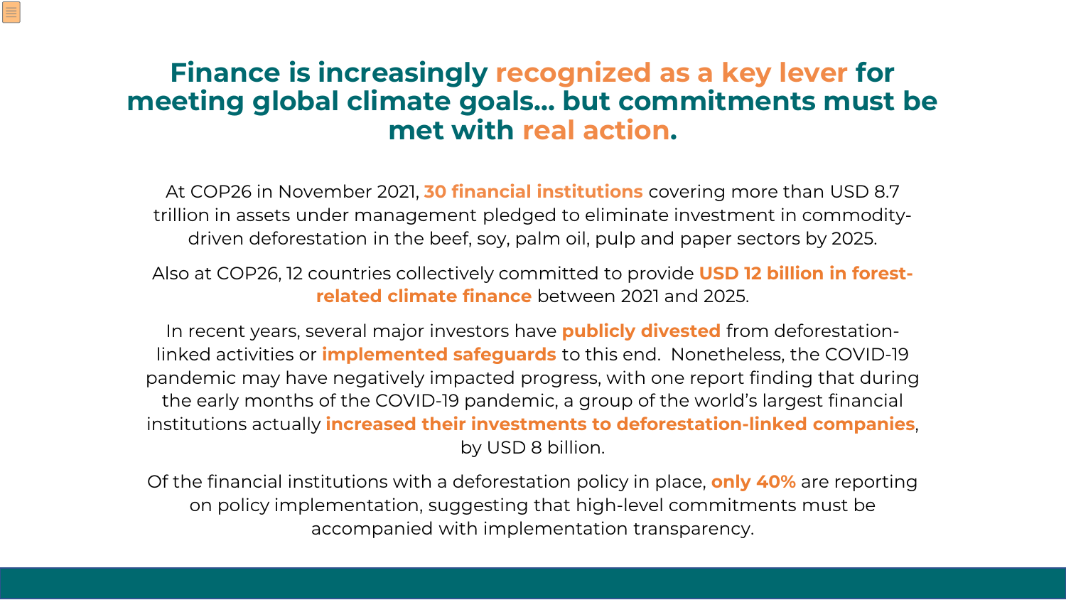# Finance is increasingly recognized as a key lever for meeting global climate goals… but commitments must be met with real action.

At COP26 in November 2021, **30 financial institutions** covering more than USD 8.7 trillion in assets under management pledged to eliminate investment in commodity-driven deforestation in the beef, soy, palm oil, pulp and paper sectors by 2025.

Also at COP26, 12 countries collectively committed to provide **USD 12 billion in forest-related climate finance** between 2021 and 2025.

In recent years, several major investors have **publicly divested** from deforestation-linked activities or **implemented safeguards** to this end. Nonetheless, the COVID-19 pandemic may have negatively impacted progress, with one report finding that during the early months of the COVID-19 pandemic, a group of the world's largest financial institutions actually **increased their investments to deforestation-linked companies**, by USD 8 billion.

Of the financial institutions with a deforestation policy in place, **only 40%** are reporting on policy implementation, suggesting that high-level commitments must be accompanied with implementation transparency.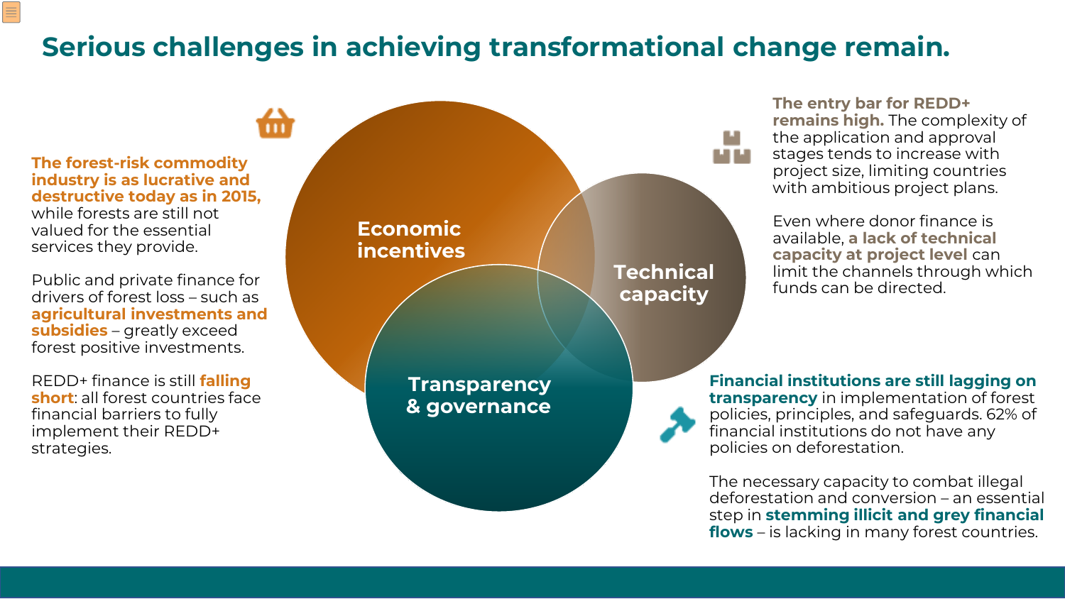# Serious challenges in achieving transformational change remain.

**The forest-risk commodity industry is as lucrative and destructive today as in 2015,** while forests are still not valued for the essential services they provide.

Public and private finance for drivers of forest loss – such as **agricultural investments and subsidies** – greatly exceed forest positive investments.

REDD+ finance is still **falling short**: all forest countries face financial barriers to fully implement their REDD+ strategies.

Economic incentives

Technical capacity

Transparency & governance

**The entry bar for REDD+ remains high.** The complexity of the application and approval stages tends to increase with project size, limiting countries with ambitious project plans.

Even where donor finance is available, **a lack of technical capacity at project level** can limit the channels through which funds can be directed.

**Financial institutions are still lagging on transparency** in implementation of forest policies, principles, and safeguards. 62% of financial institutions do not have any policies on deforestation.

The necessary capacity to combat illegal deforestation and conversion – an essential step in **stemming illicit and grey financial flows** – is lacking in many forest countries.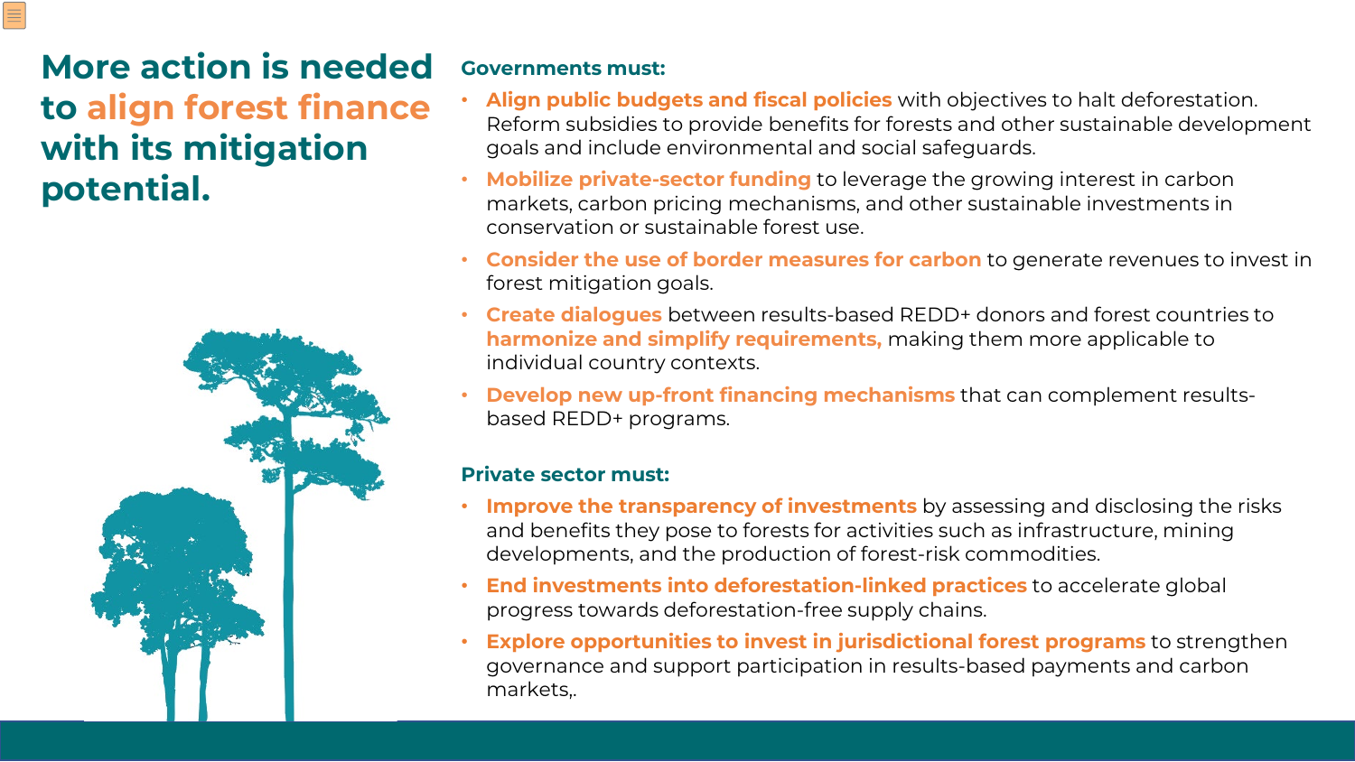# More action is needed to align forest finance with its mitigation potential.

**Governments must:**

- **Align public budgets and fiscal policies** with objectives to halt deforestation. Reform subsidies to provide benefits for forests and other sustainable development goals and include environmental and social safeguards.
- **Mobilize private-sector funding** to leverage the growing interest in carbon markets, carbon pricing mechanisms, and other sustainable investments in conservation or sustainable forest use.
- **Consider the use of border measures for carbon** to generate revenues to invest in forest mitigation goals.
- **Create dialogues** between results-based REDD+ donors and forest countries to **harmonize and simplify requirements,** making them more applicable to individual country contexts.
- **Develop new up-front financing mechanisms** that can complement results-based REDD+ programs.

**Private sector must:**

- **Improve the transparency of investments** by assessing and disclosing the risks and benefits they pose to forests for activities such as infrastructure, mining developments, and the production of forest-risk commodities.
- **End investments into deforestation-linked practices** to accelerate global progress towards deforestation-free supply chains.
- **Explore opportunities to invest in jurisdictional forest programs** to strengthen governance and support participation in results-based payments and carbon markets,.